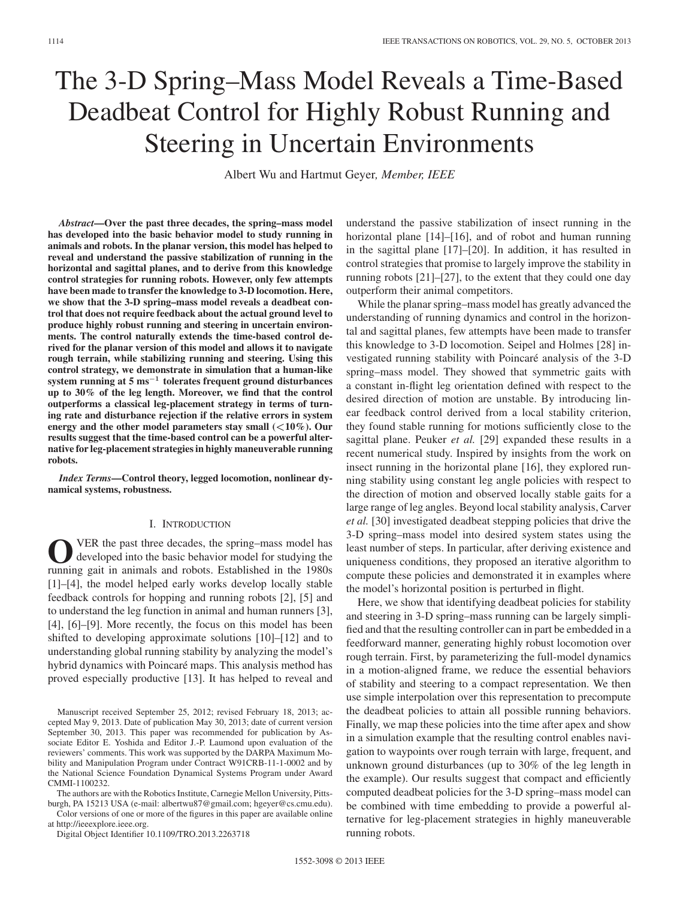# The 3-D Spring–Mass Model Reveals a Time-Based Deadbeat Control for Highly Robust Running and Steering in Uncertain Environments

Albert Wu and Hartmut Geyer, *Member, IEEE*

***Abstract*—Over the past three decades, the spring–mass model has developed into the basic behavior model to study running in animals and robots. In the planar version, this model has helped to reveal and understand the passive stabilization of running in the horizontal and sagittal planes, and to derive from this knowledge control strategies for running robots. However, only few attempts have been made to transfer the knowledge to 3-D locomotion. Here, we show that the 3-D spring–mass model reveals a deadbeat control that does not require feedback about the actual ground level to produce highly robust running and steering in uncertain environments. The control naturally extends the time-based control derived for the planar version of this model and allows it to navigate rough terrain, while stabilizing running and steering. Using this control strategy, we demonstrate in simulation that a human-like system running at 5 ms$^{-1}$ tolerates frequent ground disturbances up to 30% of the leg length. Moreover, we find that the control outperforms a classical leg-placement strategy in terms of turning rate and disturbance rejection if the relative errors in system energy and the other model parameters stay small (<10%). Our results suggest that the time-based control can be a powerful alternative for leg-placement strategies in highly maneuverable running robots.**

***Index Terms*—Control theory, legged locomotion, nonlinear dynamical systems, robustness.**

## I. Introduction

Over the past three decades, the spring–mass model has developed into the basic behavior model for studying the running gait in animals and robots. Established in the 1980s [1]–[4], the model helped early works develop locally stable feedback controls for hopping and running robots [2], [5] and to understand the leg function in animal and human runners [3], [4], [6]–[9]. More recently, the focus on this model has been shifted to developing approximate solutions [10]–[12] and to understanding global running stability by analyzing the model's hybrid dynamics with Poincaré maps. This analysis method has proved especially productive [13]. It has helped to reveal and understand the passive stabilization of insect running in the horizontal plane [14]–[16], and of robot and human running in the sagittal plane [17]–[20]. In addition, it has resulted in control strategies that promise to largely improve the stability in running robots [21]–[27], to the extent that they could one day outperform their animal competitors.

While the planar spring–mass model has greatly advanced the understanding of running dynamics and control in the horizontal and sagittal planes, few attempts have been made to transfer this knowledge to 3-D locomotion. Seipel and Holmes [28] investigated running stability with Poincaré analysis of the 3-D spring–mass model. They showed that symmetric gaits with a constant in-flight leg orientation defined with respect to the desired direction of motion are unstable. By introducing linear feedback control derived from a local stability criterion, they found stable running for motions sufficiently close to the sagittal plane. Peuker *et al.* [29] expanded these results in a recent numerical study. Inspired by insights from the work on insect running in the horizontal plane [16], they explored running stability using constant leg angle policies with respect to the direction of motion and observed locally stable gaits for a large range of leg angles. Beyond local stability analysis, Carver *et al.* [30] investigated deadbeat stepping policies that drive the 3-D spring–mass model into desired system states using the least number of steps. In particular, after deriving existence and uniqueness conditions, they proposed an iterative algorithm to compute these policies and demonstrated it in examples where the model's horizontal position is perturbed in flight.

Here, we show that identifying deadbeat policies for stability and steering in 3-D spring–mass running can be largely simplified and that the resulting controller can in part be embedded in a feedforward manner, generating highly robust locomotion over rough terrain. First, by parameterizing the full-model dynamics in a motion-aligned frame, we reduce the essential behaviors of stability and steering to a compact representation. We then use simple interpolation over this representation to precompute the deadbeat policies to attain all possible running behaviors. Finally, we map these policies into the time after apex and show in a simulation example that the resulting control enables navigation to waypoints over rough terrain with large, frequent, and unknown ground disturbances (up to 30% of the leg length in the example). Our results suggest that compact and efficiently computed deadbeat policies for the 3-D spring–mass model can be combined with time embedding to provide a powerful alternative for leg-placement strategies in highly maneuverable running robots.

Manuscript received September 25, 2012; revised February 18, 2013; accepted May 9, 2013. Date of publication May 30, 2013; date of current version September 30, 2013. This paper was recommended for publication by Associate Editor E. Yoshida and Editor J.-P. Laumond upon evaluation of the reviewers' comments. This work was supported by the DARPA Maximum Mobility and Manipulation Program under Contract W91CRB-11-1-0002 and by the National Science Foundation Dynamical Systems Program under Award CMMI-1100232.

The authors are with the Robotics Institute, Carnegie Mellon University, Pittsburgh, PA 15213 USA (e-mail: albertwu87@gmail.com; hgeyer@cs.cmu.edu).

Color versions of one or more of the figures in this paper are available online at http://ieeexplore.ieee.org.

Digital Object Identifier 10.1109/TRO.2013.2263718

1552-3098 © 2013 IEEE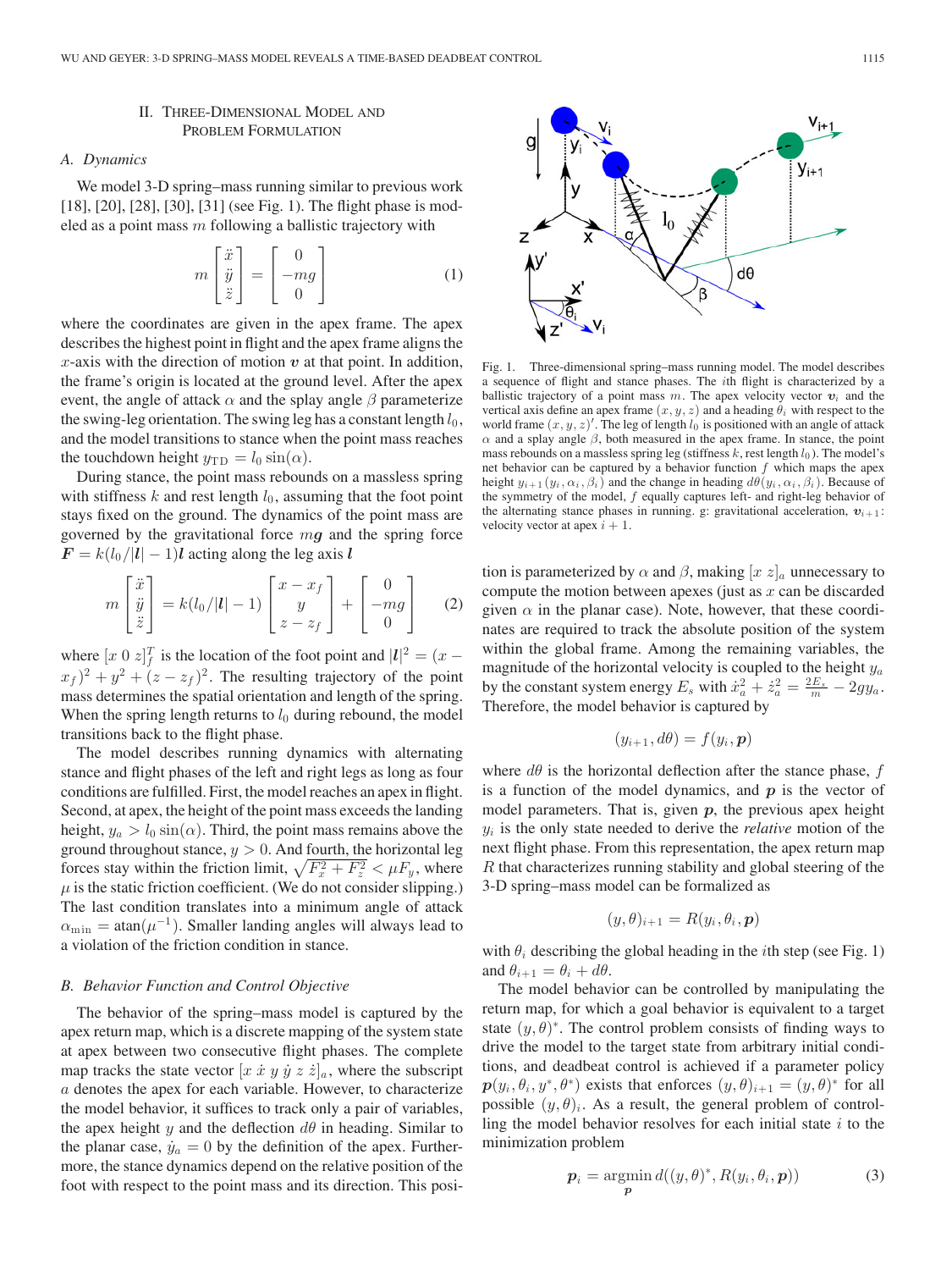## II. Three-Dimensional Model and Problem Formulation

### A. Dynamics

We model 3-D spring–mass running similar to previous work [18], [20], [28], [30], [31] (see Fig. 1). The flight phase is modeled as a point mass $m$ following a ballistic trajectory with

$$m \begin{bmatrix} \ddot{x} \\ \ddot{y} \\ \ddot{z} \end{bmatrix} = \begin{bmatrix} 0 \\ -mg \\ 0 \end{bmatrix} \tag{1}$$

where the coordinates are given in the apex frame. The apex describes the highest point in flight and the apex frame aligns the $x$-axis with the direction of motion $\boldsymbol{v}$ at that point. In addition, the frame's origin is located at the ground level. After the apex event, the angle of attack $\alpha$ and the splay angle $\beta$ parameterize the swing-leg orientation. The swing leg has a constant length $l_0$, and the model transitions to stance when the point mass reaches the touchdown height $y_{\text{TD}} = l_0 \sin(\alpha)$.

During stance, the point mass rebounds on a massless spring with stiffness $k$ and rest length $l_0$, assuming that the foot point stays fixed on the ground. The dynamics of the point mass are governed by the gravitational force $m\boldsymbol{g}$ and the spring force $\boldsymbol{F} = k(l_0/|\boldsymbol{l}| - 1)\boldsymbol{l}$ acting along the leg axis $\boldsymbol{l}$

$$m \begin{bmatrix} \ddot{x} \\ \ddot{y} \\ \ddot{z} \end{bmatrix} = k(l_0/|\boldsymbol{l}| - 1) \begin{bmatrix} x - x_f \\ y \\ z - z_f \end{bmatrix} + \begin{bmatrix} 0 \\ -mg \\ 0 \end{bmatrix} \tag{2}$$

where $[x\ 0\ z]_f^T$ is the location of the foot point and $|\boldsymbol{l}|^2 = (x - x_f)^2 + y^2 + (z - z_f)^2$. The resulting trajectory of the point mass determines the spatial orientation and length of the spring. When the spring length returns to $l_0$ during rebound, the model transitions back to the flight phase.

The model describes running dynamics with alternating stance and flight phases of the left and right legs as long as four conditions are fulfilled. First, the model reaches an apex in flight. Second, at apex, the height of the point mass exceeds the landing height, $y_a > l_0 \sin(\alpha)$. Third, the point mass remains above the ground throughout stance, $y > 0$. And fourth, the horizontal leg forces stay within the friction limit, $\sqrt{F_x^2 + F_z^2} < \mu F_y$, where $\mu$ is the static friction coefficient. (We do not consider slipping.) The last condition translates into a minimum angle of attack $\alpha_{\min} = \text{atan}(\mu^{-1})$. Smaller landing angles will always lead to a violation of the friction condition in stance.

### B. Behavior Function and Control Objective

The behavior of the spring–mass model is captured by the apex return map, which is a discrete mapping of the system state at apex between two consecutive flight phases. The complete map tracks the state vector $[x\ \dot{x}\ y\ \dot{y}\ z\ \dot{z}]_a$, where the subscript $a$ denotes the apex for each variable. However, to characterize the model behavior, it suffices to track only a pair of variables, the apex height $y$ and the deflection $d\theta$ in heading. Similar to the planar case, $\dot{y}_a = 0$ by the definition of the apex. Furthermore, the stance dynamics depend on the relative position of the foot with respect to the point mass and its direction. This position is parameterized by $\alpha$ and $\beta$, making $[x\ z]_a$ unnecessary to compute the motion between apexes (just as $x$ can be discarded given $\alpha$ in the planar case). Note, however, that these coordinates are required to track the absolute position of the system within the global frame. Among the remaining variables, the magnitude of the horizontal velocity is coupled to the height $y_a$ by the constant system energy $E_s$ with $\dot{x}_a^2 + \dot{z}_a^2 = \frac{2E_s}{m} - 2gy_a$. Therefore, the model behavior is captured by

$$(y_{i+1}, d\theta) = f(y_i, \boldsymbol{p})$$

where $d\theta$ is the horizontal deflection after the stance phase, $f$ is a function of the model dynamics, and $\boldsymbol{p}$ is the vector of model parameters. That is, given $\boldsymbol{p}$, the previous apex height $y_i$ is the only state needed to derive the *relative* motion of the next flight phase. From this representation, the apex return map $R$ that characterizes running stability and global steering of the 3-D spring–mass model can be formalized as

$$(y, \theta)_{i+1} = R(y_i, \theta_i, \boldsymbol{p})$$

with $\theta_i$ describing the global heading in the $i$th step (see Fig. 1) and $\theta_{i+1} = \theta_i + d\theta$.

The model behavior can be controlled by manipulating the return map, for which a goal behavior is equivalent to a target state $(y, \theta)^*$. The control problem consists of finding ways to drive the model to the target state from arbitrary initial conditions, and deadbeat control is achieved if a parameter policy $\boldsymbol{p}(y_i, \theta_i, y^*, \theta^*)$ exists that enforces $(y, \theta)_{i+1} = (y, \theta)^*$ for all possible $(y, \theta)_i$. As a result, the general problem of controlling the model behavior resolves for each initial state $i$ to the minimization problem

$$\boldsymbol{p}_i = \underset{\boldsymbol{p}}{\text{argmin}}\, d((y, \theta)^*, R(y_i, \theta_i, \boldsymbol{p})) \tag{3}$$

Fig. 1. Three-dimensional spring–mass running model. The model describes a sequence of flight and stance phases. The $i$th flight is characterized by a ballistic trajectory of a point mass $m$. The apex velocity vector $\boldsymbol{v}_i$ and the vertical axis define an apex frame $(x, y, z)$ and a heading $\theta_i$ with respect to the world frame $(x, y, z)'$. The leg of length $l_0$ is positioned with an angle of attack $\alpha$ and a splay angle $\beta$, both measured in the apex frame. In stance, the point mass rebounds on a massless spring leg (stiffness $k$, rest length $l_0$). The model's net behavior can be captured by a behavior function $f$ which maps the apex height $y_{i+1}(y_i, \alpha_i, \beta_i)$ and the change in heading $d\theta(y_i, \alpha_i, \beta_i)$. Because of the symmetry of the model, $f$ equally captures left- and right-leg behavior of the alternating stance phases in running. g: gravitational acceleration, $\boldsymbol{v}_{i+1}$: velocity vector at apex $i + 1$.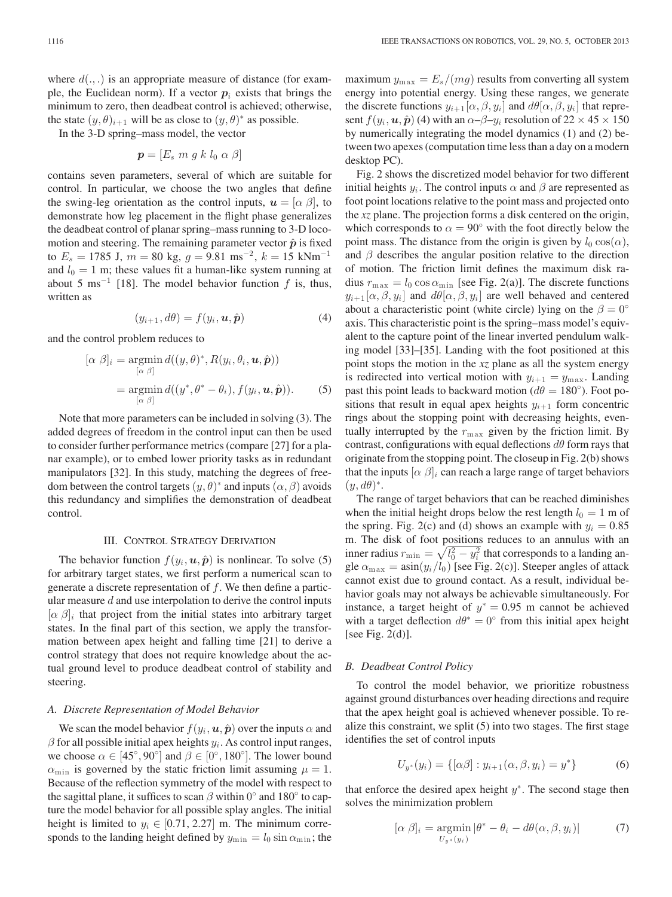where $d(.,.)$ is an appropriate measure of distance (for example, the Euclidean norm). If a vector $\boldsymbol{p}_i$ exists that brings the minimum to zero, then deadbeat control is achieved; otherwise, the state $(y,\theta)_{i+1}$ will be as close to $(y,\theta)^*$ as possible.

In the 3-D spring–mass model, the vector

$$\boldsymbol{p} = [E_s \; m \; g \; k \; l_0 \; \alpha \; \beta]$$

contains seven parameters, several of which are suitable for control. In particular, we choose the two angles that define the swing-leg orientation as the control inputs, $\boldsymbol{u} = [\alpha \; \beta]$, to demonstrate how leg placement in the flight phase generalizes the deadbeat control of planar spring–mass running to 3-D locomotion and steering. The remaining parameter vector $\hat{\boldsymbol{p}}$ is fixed to $E_s = 1785$ J, $m = 80$ kg, $g = 9.81$ ms$^{-2}$, $k = 15$ kNm$^{-1}$ and $l_0 = 1$ m; these values fit a human-like system running at about 5 ms$^{-1}$ [18]. The model behavior function $f$ is, thus, written as

$$(y_{i+1}, d\theta) = f(y_i, \boldsymbol{u}, \hat{\boldsymbol{p}}) \tag{4}$$

and the control problem reduces to

$$\begin{aligned}
[\alpha \; \beta]_i &= \underset{[\alpha \; \beta]}{\operatorname{argmin}}\, d((y,\theta)^*, R(y_i, \theta_i, \boldsymbol{u}, \hat{\boldsymbol{p}})) \\
&= \underset{[\alpha \; \beta]}{\operatorname{argmin}}\, d((y^*, \theta^* - \theta_i), f(y_i, \boldsymbol{u}, \hat{\boldsymbol{p}})).
\end{aligned} \tag{5}$$

Note that more parameters can be included in solving (3). The added degrees of freedom in the control input can then be used to consider further performance metrics (compare [27] for a planar example), or to embed lower priority tasks as in redundant manipulators [32]. In this study, matching the degrees of freedom between the control targets $(y,\theta)^*$ and inputs $(\alpha, \beta)$ avoids this redundancy and simplifies the demonstration of deadbeat control.

## III. Control Strategy Derivation

The behavior function $f(y_i, \boldsymbol{u}, \hat{\boldsymbol{p}})$ is nonlinear. To solve (5) for arbitrary target states, we first perform a numerical scan to generate a discrete representation of $f$. We then define a particular measure $d$ and use interpolation to derive the control inputs $[\alpha \; \beta]_i$ that project from the initial states into arbitrary target states. In the final part of this section, we apply the transformation between apex height and falling time [21] to derive a control strategy that does not require knowledge about the actual ground level to produce deadbeat control of stability and steering.

### A. Discrete Representation of Model Behavior

We scan the model behavior $f(y_i, \boldsymbol{u}, \hat{\boldsymbol{p}})$ over the inputs $\alpha$ and $\beta$ for all possible initial apex heights $y_i$. As control input ranges, we choose $\alpha \in [45^\circ, 90^\circ]$ and $\beta \in [0^\circ, 180^\circ]$. The lower bound $\alpha_{\min}$ is governed by the static friction limit assuming $\mu = 1$. Because of the reflection symmetry of the model with respect to the sagittal plane, it suffices to scan $\beta$ within $0^\circ$ and $180^\circ$ to capture the model behavior for all possible splay angles. The initial height is limited to $y_i \in [0.71, 2.27]$ m. The minimum corresponds to the landing height defined by $y_{\min} = l_0 \sin \alpha_{\min}$; the maximum $y_{\max} = E_s/(mg)$ results from converting all system energy into potential energy. Using these ranges, we generate the discrete functions $y_{i+1}[\alpha, \beta, y_i]$ and $d\theta[\alpha, \beta, y_i]$ that represent $f(y_i, \boldsymbol{u}, \hat{\boldsymbol{p}})$ (4) with an $\alpha$–$\beta$–$y_i$ resolution of $22 \times 45 \times 150$ by numerically integrating the model dynamics (1) and (2) between two apexes (computation time less than a day on a modern desktop PC).

Fig. 2 shows the discretized model behavior for two different initial heights $y_i$. The control inputs $\alpha$ and $\beta$ are represented as foot point locations relative to the point mass and projected onto the *xz* plane. The projection forms a disk centered on the origin, which corresponds to $\alpha = 90^\circ$ with the foot directly below the point mass. The distance from the origin is given by $l_0 \cos(\alpha)$, and $\beta$ describes the angular position relative to the direction of motion. The friction limit defines the maximum disk radius $r_{\max} = l_0 \cos \alpha_{\min}$ [see Fig. 2(a)]. The discrete functions $y_{i+1}[\alpha, \beta, y_i]$ and $d\theta[\alpha, \beta, y_i]$ are well behaved and centered about a characteristic point (white circle) lying on the $\beta = 0^\circ$ axis. This characteristic point is the spring–mass model's equivalent to the capture point of the linear inverted pendulum walking model [33]–[35]. Landing with the foot positioned at this point stops the motion in the *xz* plane as all the system energy is redirected into vertical motion with $y_{i+1} = y_{\max}$. Landing past this point leads to backward motion ($d\theta = 180^\circ$). Foot positions that result in equal apex heights $y_{i+1}$ form concentric rings about the stopping point with decreasing heights, eventually interrupted by the $r_{\max}$ given by the friction limit. By contrast, configurations with equal deflections $d\theta$ form rays that originate from the stopping point. The closeup in Fig. 2(b) shows that the inputs $[\alpha \; \beta]_i$ can reach a large range of target behaviors $(y, d\theta)^*$.

The range of target behaviors that can be reached diminishes when the initial height drops below the rest length $l_0 = 1$ m of the spring. Fig. 2(c) and (d) shows an example with $y_i = 0.85$ m. The disk of foot positions reduces to an annulus with an inner radius $r_{\min} = \sqrt{l_0^2 - y_i^2}$ that corresponds to a landing angle $\alpha_{\max} = \operatorname{asin}(y_i/l_0)$ [see Fig. 2(c)]. Steeper angles of attack cannot exist due to ground contact. As a result, individual behavior goals may not always be achievable simultaneously. For instance, a target height of $y^* = 0.95$ m cannot be achieved with a target deflection $d\theta^* = 0^\circ$ from this initial apex height [see Fig. 2(d)].

### B. Deadbeat Control Policy

To control the model behavior, we prioritize robustness against ground disturbances over heading directions and require that the apex height goal is achieved whenever possible. To realize this constraint, we split (5) into two stages. The first stage identifies the set of control inputs

$$U_{y^*}(y_i) = \{[\alpha\beta] : y_{i+1}(\alpha, \beta, y_i) = y^*\} \tag{6}$$

that enforce the desired apex height $y^*$. The second stage then solves the minimization problem

$$[\alpha \; \beta]_i = \underset{U_{y^*}(y_i)}{\operatorname{argmin}} |\theta^* - \theta_i - d\theta(\alpha, \beta, y_i)| \tag{7}$$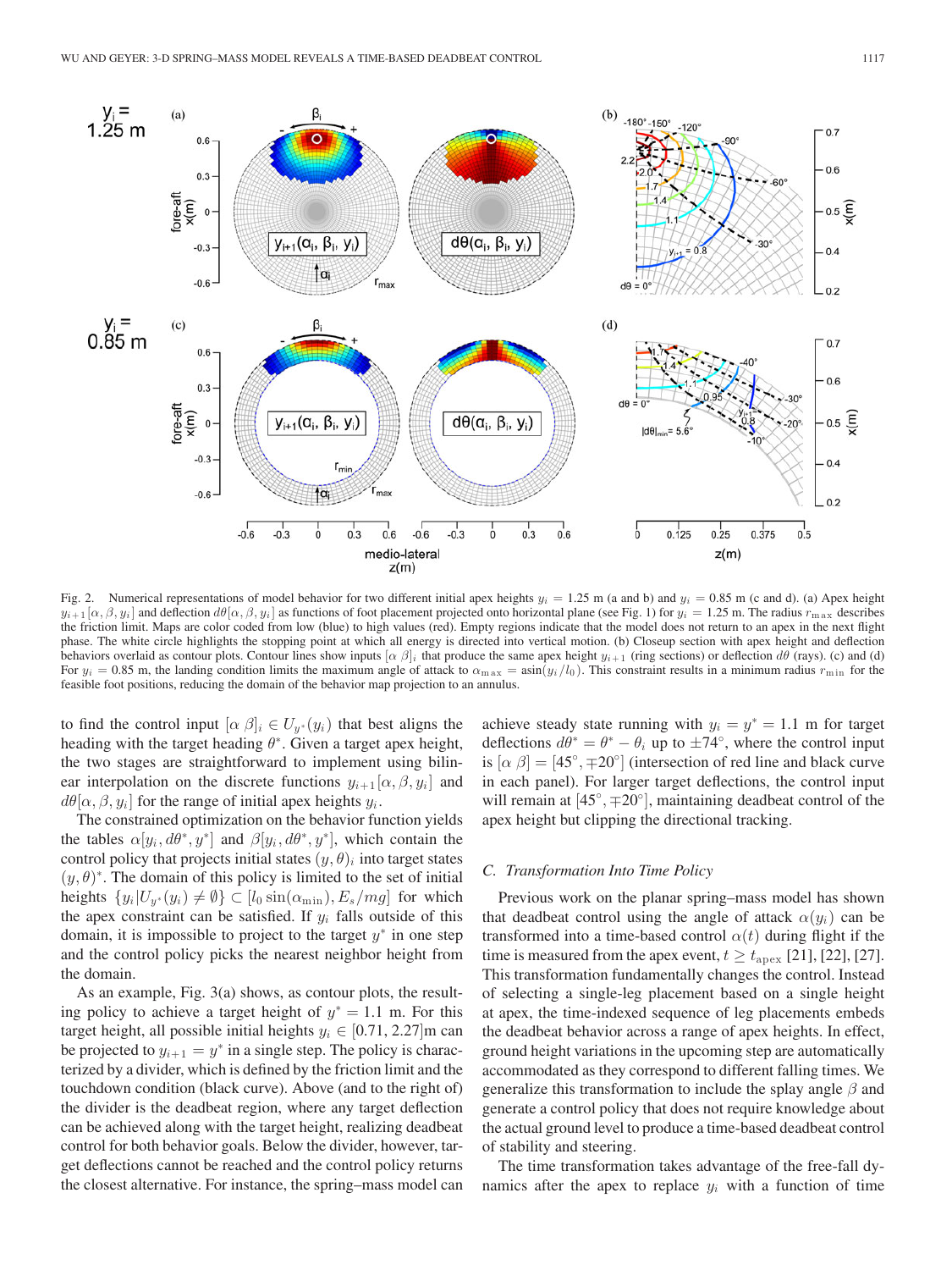Fig. 2. Numerical representations of model behavior for two different initial apex heights $y_i = 1.25$ m (a and b) and $y_i = 0.85$ m (c and d). (a) Apex height $y_{i+1}[\alpha, \beta, y_i]$ and deflection $d\theta[\alpha, \beta, y_i]$ as functions of foot placement projected onto horizontal plane (see Fig. 1) for $y_i = 1.25$ m. The radius $r_{\max}$ describes the friction limit. Maps are color coded from low (blue) to high values (red). Empty regions indicate that the model does not return to an apex in the next flight phase. The white circle highlights the stopping point at which all energy is directed into vertical motion. (b) Closeup section with apex height and deflection behaviors overlaid as contour plots. Contour lines show inputs $[\alpha\ \beta]_i$ that produce the same apex height $y_{i+1}$ (ring sections) or deflection $d\theta$ (rays). (c) and (d) For $y_i = 0.85$ m, the landing condition limits the maximum angle of attack to $\alpha_{\max} = \text{asin}(y_i/l_0)$. This constraint results in a minimum radius $r_{\min}$ for the feasible foot positions, reducing the domain of the behavior map projection to an annulus.

to find the control input $[\alpha\ \beta]_i \in U_{y^*}(y_i)$ that best aligns the heading with the target heading $\theta^*$. Given a target apex height, the two stages are straightforward to implement using bilinear interpolation on the discrete functions $y_{i+1}[\alpha, \beta, y_i]$ and $d\theta[\alpha, \beta, y_i]$ for the range of initial apex heights $y_i$.

The constrained optimization on the behavior function yields the tables $\alpha[y_i, d\theta^*, y^*]$ and $\beta[y_i, d\theta^*, y^*]$, which contain the control policy that projects initial states $(y, \theta)_i$ into target states $(y, \theta)^*$. The domain of this policy is limited to the set of initial heights $\{y_i | U_{y^*}(y_i) \neq \emptyset\} \subset [l_0 \sin(\alpha_{\min}), E_s/mg]$ for which the apex constraint can be satisfied. If $y_i$ falls outside of this domain, it is impossible to project to the target $y^*$ in one step and the control policy picks the nearest neighbor height from the domain.

As an example, Fig. 3(a) shows, as contour plots, the resulting policy to achieve a target height of $y^* = 1.1$ m. For this target height, all possible initial heights $y_i \in [0.71, 2.27]$m can be projected to $y_{i+1} = y^*$ in a single step. The policy is characterized by a divider, which is defined by the friction limit and the touchdown condition (black curve). Above (and to the right of) the divider is the deadbeat region, where any target deflection can be achieved along with the target height, realizing deadbeat control for both behavior goals. Below the divider, however, target deflections cannot be reached and the control policy returns the closest alternative. For instance, the spring–mass model can achieve steady state running with $y_i = y^* = 1.1$ m for target deflections $d\theta^* = \theta^* - \theta_i$ up to $\pm 74°$, where the control input is $[\alpha\ \beta] = [45°, \mp 20°]$ (intersection of red line and black curve in each panel). For larger target deflections, the control input will remain at $[45°, \mp 20°]$, maintaining deadbeat control of the apex height but clipping the directional tracking.

### C. Transformation Into Time Policy

Previous work on the planar spring–mass model has shown that deadbeat control using the angle of attack $\alpha(y_i)$ can be transformed into a time-based control $\alpha(t)$ during flight if the time is measured from the apex event, $t \geq t_{\text{apex}}$ [21], [22], [27]. This transformation fundamentally changes the control. Instead of selecting a single-leg placement based on a single height at apex, the time-indexed sequence of leg placements embeds the deadbeat behavior across a range of apex heights. In effect, ground height variations in the upcoming step are automatically accommodated as they correspond to different falling times. We generalize this transformation to include the splay angle $\beta$ and generate a control policy that does not require knowledge about the actual ground level to produce a time-based deadbeat control of stability and steering.

The time transformation takes advantage of the free-fall dynamics after the apex to replace $y_i$ with a function of time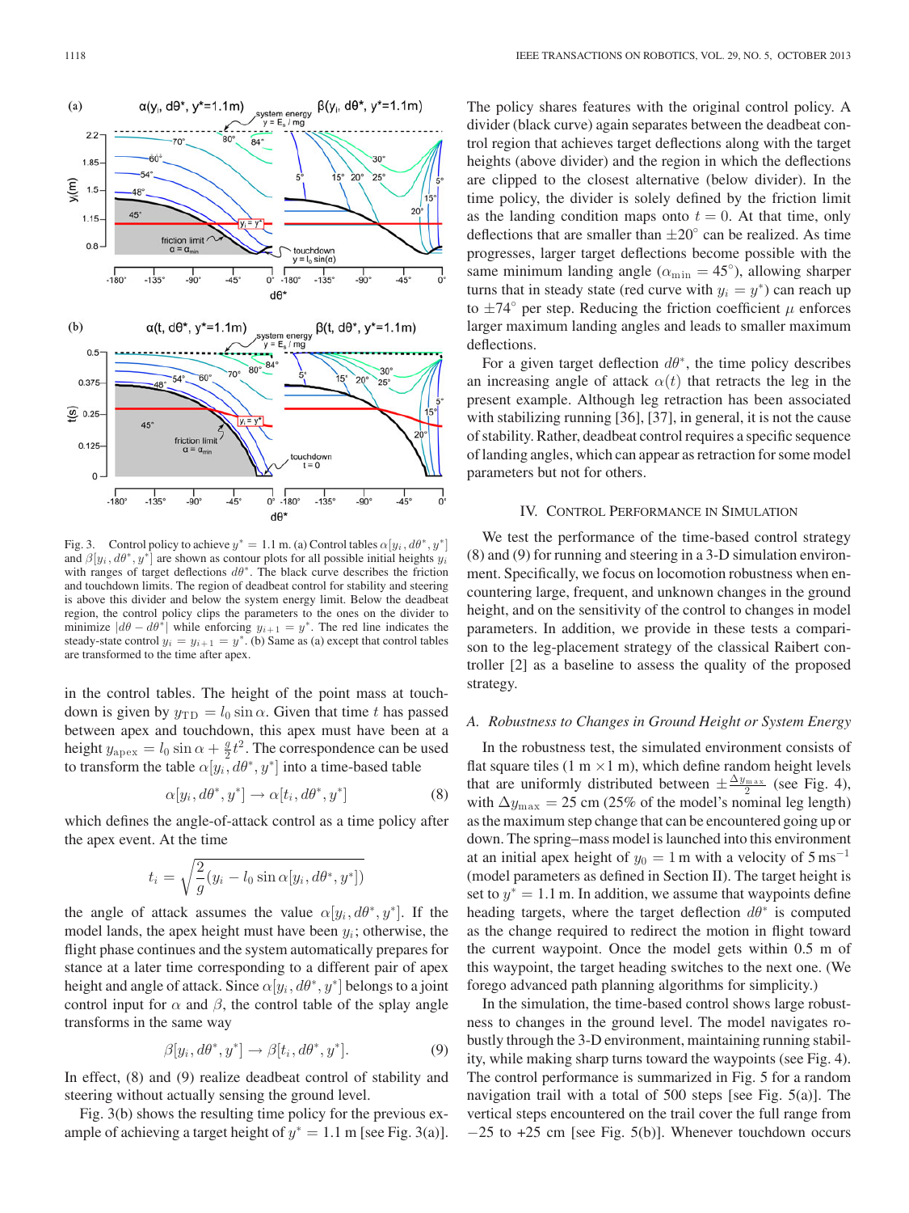Fig. 3. Control policy to achieve $y^* = 1.1$ m. (a) Control tables $\alpha[y_i, d\theta^*, y^*]$ and $\beta[y_i, d\theta^*, y^*]$ are shown as contour plots for all possible initial heights $y_i$ with ranges of target deflections $d\theta^*$. The black curve describes the friction and touchdown limits. The region of deadbeat control for stability and steering is above this divider and below the system energy limit. Below the deadbeat region, the control policy clips the parameters to the ones on the divider to minimize $|d\theta - d\theta^*|$ while enforcing $y_{i+1} = y^*$. The red line indicates the steady-state control $y_i = y_{i+1} = y^*$. (b) Same as (a) except that control tables are transformed to the time after apex.

in the control tables. The height of the point mass at touchdown is given by $y_{\text{TD}} = l_0 \sin\alpha$. Given that time $t$ has passed between apex and touchdown, this apex must have been at a height $y_{\text{apex}} = l_0 \sin\alpha + \frac{g}{2}t^2$. The correspondence can be used to transform the table $\alpha[y_i, d\theta^*, y^*]$ into a time-based table

$$\alpha[y_i, d\theta^*, y^*] \rightarrow \alpha[t_i, d\theta^*, y^*] \tag{8}$$

which defines the angle-of-attack control as a time policy after the apex event. At the time

$$t_i = \sqrt{\frac{2}{g}(y_i - l_0 \sin\alpha[y_i, d\theta^*, y^*])}$$

the angle of attack assumes the value $\alpha[y_i, d\theta^*, y^*]$. If the model lands, the apex height must have been $y_i$; otherwise, the flight phase continues and the system automatically prepares for stance at a later time corresponding to a different pair of apex height and angle of attack. Since $\alpha[y_i, d\theta^*, y^*]$ belongs to a joint control input for $\alpha$ and $\beta$, the control table of the splay angle transforms in the same way

$$\beta[y_i, d\theta^*, y^*] \rightarrow \beta[t_i, d\theta^*, y^*]. \tag{9}$$

In effect, (8) and (9) realize deadbeat control of stability and steering without actually sensing the ground level.

Fig. 3(b) shows the resulting time policy for the previous example of achieving a target height of $y^* = 1.1$ m [see Fig. 3(a)]. The policy shares features with the original control policy. A divider (black curve) again separates between the deadbeat control region that achieves target deflections along with the target heights (above divider) and the region in which the deflections are clipped to the closest alternative (below divider). In the time policy, the divider is solely defined by the friction limit as the landing condition maps onto $t = 0$. At that time, only deflections that are smaller than $\pm 20°$ can be realized. As time progresses, larger target deflections become possible with the same minimum landing angle ($\alpha_{\min} = 45°$), allowing sharper turns that in steady state (red curve with $y_i = y^*$) can reach up to $\pm 74°$ per step. Reducing the friction coefficient $\mu$ enforces larger maximum landing angles and leads to smaller maximum deflections.

For a given target deflection $d\theta^*$, the time policy describes an increasing angle of attack $\alpha(t)$ that retracts the leg in the present example. Although leg retraction has been associated with stabilizing running [36], [37], in general, it is not the cause of stability. Rather, deadbeat control requires a specific sequence of landing angles, which can appear as retraction for some model parameters but not for others.

## IV. Control Performance in Simulation

We test the performance of the time-based control strategy (8) and (9) for running and steering in a 3-D simulation environment. Specifically, we focus on locomotion robustness when encountering large, frequent, and unknown changes in the ground height, and on the sensitivity of the control to changes in model parameters. In addition, we provide in these tests a comparison to the leg-placement strategy of the classical Raibert controller [2] as a baseline to assess the quality of the proposed strategy.

### A. Robustness to Changes in Ground Height or System Energy

In the robustness test, the simulated environment consists of flat square tiles (1 m $\times$ 1 m), which define random height levels that are uniformly distributed between $\pm\frac{\Delta y_{\max}}{2}$ (see Fig. 4), with $\Delta y_{\max} = 25$ cm (25% of the model's nominal leg length) as the maximum step change that can be encountered going up or down. The spring–mass model is launched into this environment at an initial apex height of $y_0 = 1$ m with a velocity of 5 ms$^{-1}$ (model parameters as defined in Section II). The target height is set to $y^* = 1.1$ m. In addition, we assume that waypoints define heading targets, where the target deflection $d\theta^*$ is computed as the change required to redirect the motion in flight toward the current waypoint. Once the model gets within 0.5 m of this waypoint, the target heading switches to the next one. (We forego advanced path planning algorithms for simplicity.)

In the simulation, the time-based control shows large robustness to changes in the ground level. The model navigates robustly through the 3-D environment, maintaining running stability, while making sharp turns toward the waypoints (see Fig. 4). The control performance is summarized in Fig. 5 for a random navigation trail with a total of 500 steps [see Fig. 5(a)]. The vertical steps encountered on the trail cover the full range from $-25$ to +25 cm [see Fig. 5(b)]. Whenever touchdown occurs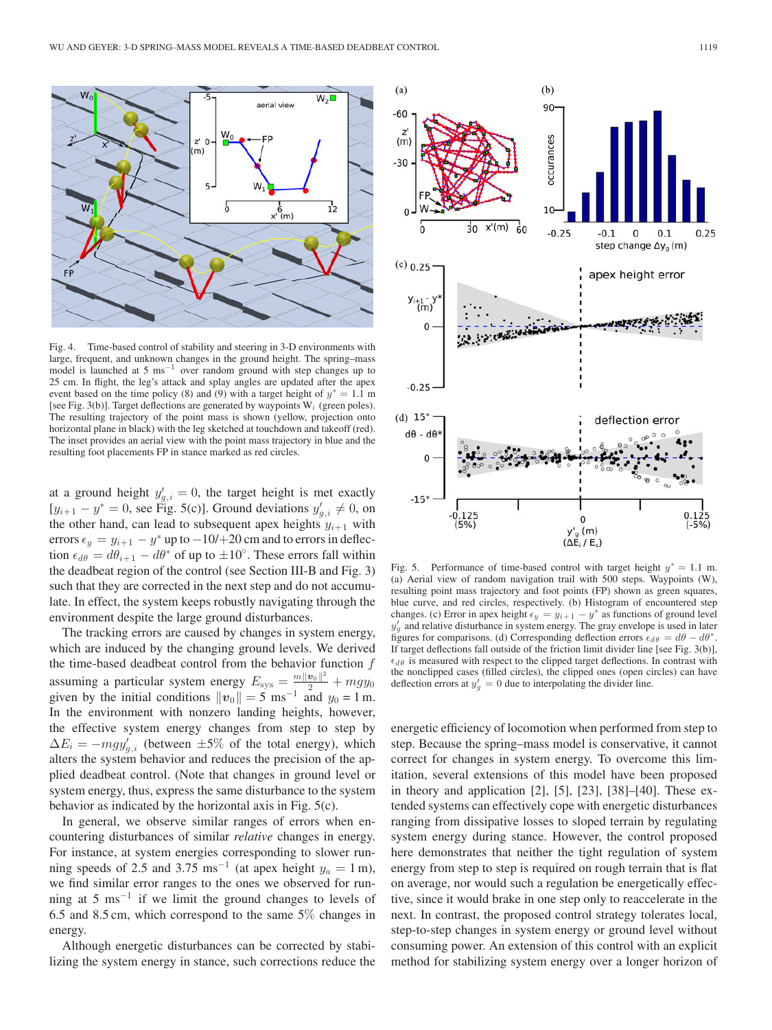Fig. 4. Time-based control of stability and steering in 3-D environments with large, frequent, and unknown changes in the ground height. The spring–mass model is launched at 5 ms$^{-1}$ over random ground with step changes up to 25 cm. In flight, the leg's attack and splay angles are updated after the apex event based on the time policy (8) and (9) with a target height of $y^* = 1.1$ m [see Fig. 3(b)]. Target deflections are generated by waypoints $W_i$ (green poles). The resulting trajectory of the point mass is shown (yellow, projection onto horizontal plane in black) with the leg sketched at touchdown and takeoff (red). The inset provides an aerial view with the point mass trajectory in blue and the resulting foot placements FP in stance marked as red circles.

at a ground height $y'_{g,i} = 0$, the target height is met exactly [$y_{i+1} - y^* = 0$, see Fig. 5(c)]. Ground deviations $y'_{g,i} \neq 0$, on the other hand, can lead to subsequent apex heights $y_{i+1}$ with errors $\epsilon_y = y_{i+1} - y^*$ up to $-10/+20$ cm and to errors in deflection $\epsilon_{d\theta} = d\theta_{i+1} - d\theta^*$ of up to $\pm 10°$. These errors fall within the deadbeat region of the control (see Section III-B and Fig. 3) such that they are corrected in the next step and do not accumulate. In effect, the system keeps robustly navigating through the environment despite the large ground disturbances.

The tracking errors are caused by changes in system energy, which are induced by the changing ground levels. We derived the time-based deadbeat control from the behavior function $f$ assuming a particular system energy $E_{\text{sys}} = \frac{m\|\boldsymbol{v}_0\|^2}{2} + mgy_0$ given by the initial conditions $\|\boldsymbol{v}_0\| = 5$ ms$^{-1}$ and $y_0 = 1$ m. In the environment with nonzero landing heights, however, the effective system energy changes from step to step by $\Delta E_i = -mgy'_{g,i}$ (between $\pm 5\%$ of the total energy), which alters the system behavior and reduces the precision of the applied deadbeat control. (Note that changes in ground level or system energy, thus, express the same disturbance to the system behavior as indicated by the horizontal axis in Fig. 5(c).

In general, we observe similar ranges of errors when encountering disturbances of similar *relative* changes in energy. For instance, at system energies corresponding to slower running speeds of 2.5 and 3.75 ms$^{-1}$ (at apex height $y_a = 1$ m), we find similar error ranges to the ones we observed for running at 5 ms$^{-1}$ if we limit the ground changes to levels of 6.5 and 8.5 cm, which correspond to the same 5% changes in energy.

Although energetic disturbances can be corrected by stabilizing the system energy in stance, such corrections reduce the energetic efficiency of locomotion when performed from step to step. Because the spring–mass model is conservative, it cannot correct for changes in system energy. To overcome this limitation, several extensions of this model have been proposed in theory and application [2], [5], [23], [38]–[40]. These extended systems can effectively cope with energetic disturbances ranging from dissipative losses to sloped terrain by regulating system energy during stance. However, the control proposed here demonstrates that neither the tight regulation of system energy from step to step is required on rough terrain that is flat on average, nor would such a regulation be energetically effective, since it would brake in one step only to reaccelerate in the next. In contrast, the proposed control strategy tolerates local, step-to-step changes in system energy or ground level without consuming power. An extension of this control with an explicit method for stabilizing system energy over a longer horizon of

Fig. 5. Performance of time-based control with target height $y^* = 1.1$ m. (a) Aerial view of random navigation trail with 500 steps. Waypoints (W), resulting point mass trajectory and foot points (FP) shown as green squares, blue curve, and red circles, respectively. (b) Histogram of encountered step changes. (c) Error in apex height $\epsilon_y = y_{i+1} - y^*$ as functions of ground level $y'_g$ and relative disturbance in system energy. The gray envelope is used in later figures for comparisons. (d) Corresponding deflection errors $\epsilon_{d\theta} = d\theta - d\theta^*$. If target deflections fall outside of the friction limit divider line [see Fig. 3(b)], $\epsilon_{d\theta}$ is measured with respect to the clipped target deflections. In contrast with the nonclipped cases (filled circles), the clipped ones (open circles) can have deflection errors at $y'_g = 0$ due to interpolating the divider line.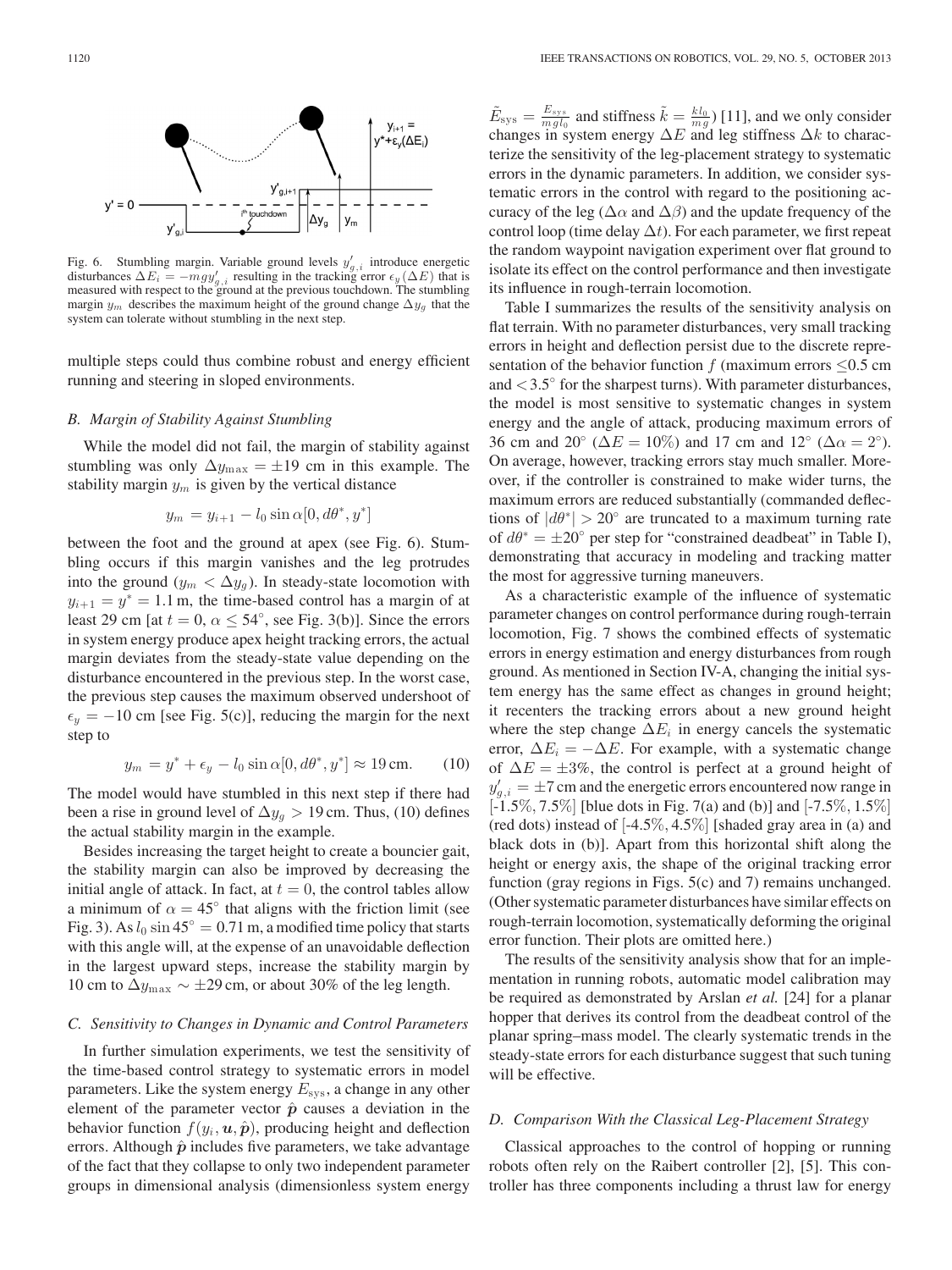Fig. 6. Stumbling margin. Variable ground levels $y'_{g,i}$ introduce energetic disturbances $\Delta E_i = -mgy'_{g,i}$ resulting in the tracking error $\epsilon_y(\Delta E)$ that is measured with respect to the ground at the previous touchdown. The stumbling margin $y_m$ describes the maximum height of the ground change $\Delta y_g$ that the system can tolerate without stumbling in the next step.

multiple steps could thus combine robust and energy efficient running and steering in sloped environments.

### B. Margin of Stability Against Stumbling

While the model did not fail, the margin of stability against stumbling was only $\Delta y_{\max} = \pm 19$ cm in this example. The stability margin $y_m$ is given by the vertical distance

$$y_m = y_{i+1} - l_0 \sin \alpha[0, d\theta^*, y^*]$$

between the foot and the ground at apex (see Fig. 6). Stumbling occurs if this margin vanishes and the leg protrudes into the ground ($y_m < \Delta y_g$). In steady-state locomotion with $y_{i+1} = y^* = 1.1$ m, the time-based control has a margin of at least 29 cm [at $t = 0$, $\alpha \leq 54^\circ$, see Fig. 3(b)]. Since the errors in system energy produce apex height tracking errors, the actual margin deviates from the steady-state value depending on the disturbance encountered in the previous step. In the worst case, the previous step causes the maximum observed undershoot of $\epsilon_y = -10$ cm [see Fig. 5(c)], reducing the margin for the next step to

$$y_m = y^* + \epsilon_y - l_0 \sin \alpha[0, d\theta^*, y^*] \approx 19\,\text{cm}. \qquad (10)$$

The model would have stumbled in this next step if there had been a rise in ground level of $\Delta y_g > 19$ cm. Thus, (10) defines the actual stability margin in the example.

Besides increasing the target height to create a bouncier gait, the stability margin can also be improved by decreasing the initial angle of attack. In fact, at $t = 0$, the control tables allow a minimum of $\alpha = 45^\circ$ that aligns with the friction limit (see Fig. 3). As $l_0 \sin 45^\circ = 0.71$ m, a modified time policy that starts with this angle will, at the expense of an unavoidable deflection in the largest upward steps, increase the stability margin by 10 cm to $\Delta y_{\max} \sim \pm 29$ cm, or about 30% of the leg length.

### C. Sensitivity to Changes in Dynamic and Control Parameters

In further simulation experiments, we test the sensitivity of the time-based control strategy to systematic errors in model parameters. Like the system energy $E_{\text{sys}}$, a change in any other element of the parameter vector $\hat{\boldsymbol{p}}$ causes a deviation in the behavior function $f(y_i, \boldsymbol{u}, \hat{\boldsymbol{p}})$, producing height and deflection errors. Although $\hat{\boldsymbol{p}}$ includes five parameters, we take advantage of the fact that they collapse to only two independent parameter groups in dimensional analysis (dimensionless system energy $\tilde{E}_{\text{sys}} = \frac{E_{sys}}{mgl_0}$ and stiffness $\tilde{k} = \frac{kl_0}{mg}$) [11], and we only consider changes in system energy $\Delta E$ and leg stiffness $\Delta k$ to characterize the sensitivity of the leg-placement strategy to systematic errors in the dynamic parameters. In addition, we consider systematic errors in the control with regard to the positioning accuracy of the leg ($\Delta\alpha$ and $\Delta\beta$) and the update frequency of the control loop (time delay $\Delta t$). For each parameter, we first repeat the random waypoint navigation experiment over flat ground to isolate its effect on the control performance and then investigate its influence in rough-terrain locomotion.

Table I summarizes the results of the sensitivity analysis on flat terrain. With no parameter disturbances, very small tracking errors in height and deflection persist due to the discrete representation of the behavior function $f$ (maximum errors $\leq$0.5 cm and $<3.5^\circ$ for the sharpest turns). With parameter disturbances, the model is most sensitive to systematic changes in system energy and the angle of attack, producing maximum errors of 36 cm and 20° ($\Delta E = 10\%$) and 17 cm and 12° ($\Delta\alpha = 2^\circ$). On average, however, tracking errors stay much smaller. Moreover, if the controller is constrained to make wider turns, the maximum errors are reduced substantially (commanded deflections of $|d\theta^*| > 20^\circ$ are truncated to a maximum turning rate of $d\theta^* = \pm 20^\circ$ per step for "constrained deadbeat" in Table I), demonstrating that accuracy in modeling and tracking matter the most for aggressive turning maneuvers.

As a characteristic example of the influence of systematic parameter changes on control performance during rough-terrain locomotion, Fig. 7 shows the combined effects of systematic errors in energy estimation and energy disturbances from rough ground. As mentioned in Section IV-A, changing the initial system energy has the same effect as changes in ground height; it recenters the tracking errors about a new ground height where the step change $\Delta E_i$ in energy cancels the systematic error, $\Delta E_i = -\Delta E$. For example, with a systematic change of $\Delta E = \pm 3\%$, the control is perfect at a ground height of $y'_{g,i} = \pm 7$ cm and the energetic errors encountered now range in [-1.5%, 7.5%] [blue dots in Fig. 7(a) and (b)] and [-7.5%, 1.5%] (red dots) instead of [-4.5%, 4.5%] [shaded gray area in (a) and black dots in (b)]. Apart from this horizontal shift along the height or energy axis, the shape of the original tracking error function (gray regions in Figs. 5(c) and 7) remains unchanged. (Other systematic parameter disturbances have similar effects on rough-terrain locomotion, systematically deforming the original error function. Their plots are omitted here.)

The results of the sensitivity analysis show that for an implementation in running robots, automatic model calibration may be required as demonstrated by Arslan *et al.* [24] for a planar hopper that derives its control from the deadbeat control of the planar spring–mass model. The clearly systematic trends in the steady-state errors for each disturbance suggest that such tuning will be effective.

### D. Comparison With the Classical Leg-Placement Strategy

Classical approaches to the control of hopping or running robots often rely on the Raibert controller [2], [5]. This controller has three components including a thrust law for energy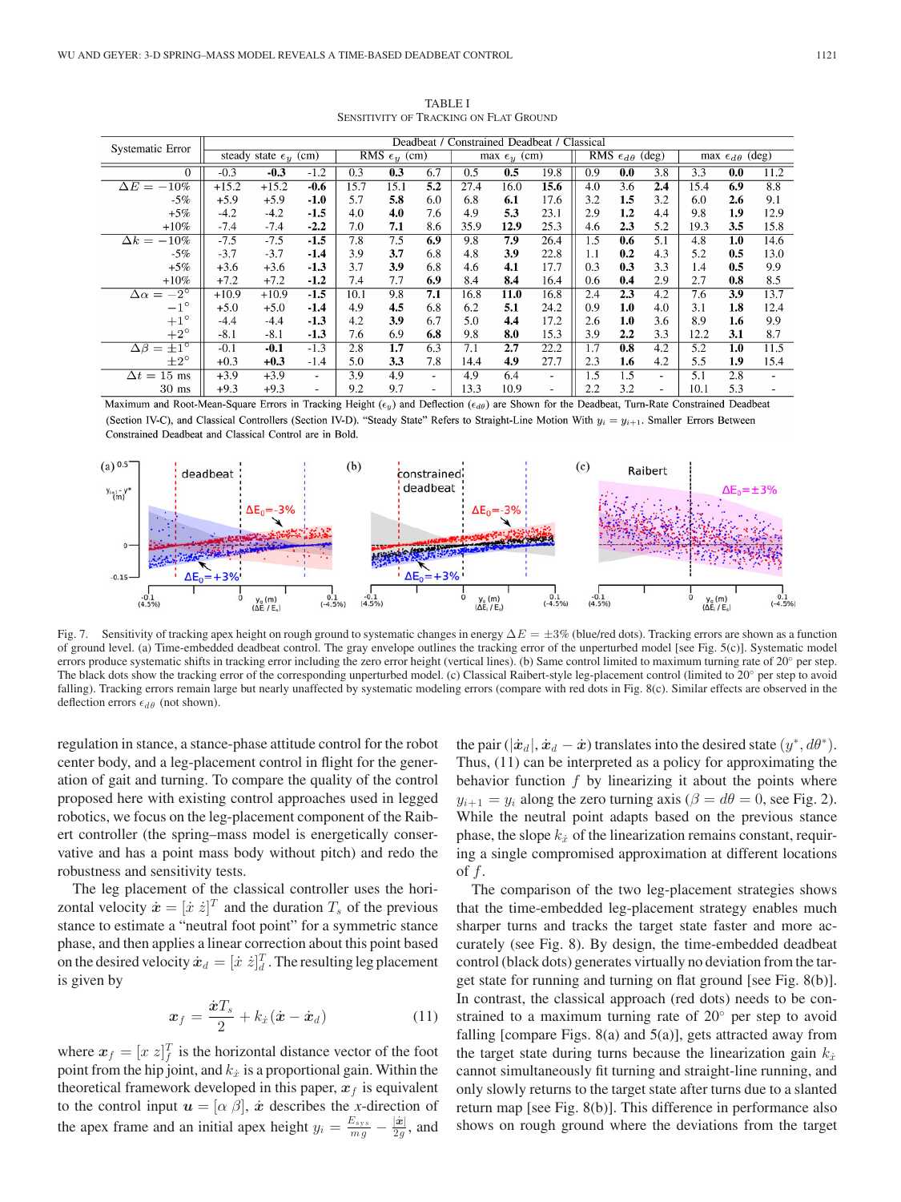TABLE I
SENSITIVITY OF TRACKING ON FLAT GROUND

| Systematic Error | | Deadbeat / Constrained Deadbeat / Classical | | | | | | | | | | | | | | |
|---|---|---|---|---|---|---|---|---|---|---|---|---|---|---|---|---|
| | | steady state $\epsilon_y$ (cm) | | | RMS $\epsilon_y$ (cm) | | | max $\epsilon_y$ (cm) | | | RMS $\epsilon_{d\theta}$ (deg) | | | max $\epsilon_{d\theta}$ (deg) | | |
| | 0 | -0.3 | **-0.3** | -1.2 | 0.3 | **0.3** | 6.7 | 0.5 | **0.5** | 19.8 | 0.9 | **0.0** | 3.8 | 3.3 | **0.0** | 11.2 |
| $\Delta E =$ | $-10\%$ | +15.2 | +15.2 | **-0.6** | 15.7 | 15.1 | **5.2** | 27.4 | 16.0 | **15.6** | 4.0 | 3.6 | **2.4** | 15.4 | **6.9** | 8.8 |
| | -5% | +5.9 | +5.9 | **-1.0** | 5.7 | **5.8** | 6.0 | 6.8 | **6.1** | 17.6 | 3.2 | **1.5** | 3.2 | 6.0 | **2.6** | 9.1 |
| | +5% | -4.2 | -4.2 | **-1.5** | 4.0 | **4.0** | 7.6 | 4.9 | **5.3** | 23.1 | 2.9 | **1.2** | 4.4 | 9.8 | **1.9** | 12.9 |
| | +10% | -7.4 | -7.4 | **-2.2** | 7.0 | **7.1** | 8.6 | 35.9 | **12.9** | 25.3 | 4.6 | **2.3** | 5.2 | 19.3 | **3.5** | 15.8 |
| $\Delta k =$ | $-10\%$ | -7.5 | -7.5 | **-1.5** | 7.8 | 7.5 | **6.9** | 9.8 | **7.9** | 26.4 | 1.5 | **0.6** | 5.1 | 4.8 | **1.0** | 14.6 |
| | -5% | -3.7 | -3.7 | **-1.4** | 3.9 | **3.7** | 6.8 | 4.8 | **3.9** | 22.8 | 1.1 | **0.2** | 4.3 | 5.2 | **0.5** | 13.0 |
| | +5% | +3.6 | +3.6 | **-1.3** | 3.7 | **3.9** | 6.8 | 4.6 | **4.1** | 17.7 | 0.3 | **0.3** | 3.3 | 1.4 | **0.5** | 9.9 |
| | +10% | +7.2 | +7.2 | **-1.2** | 7.4 | 7.7 | **6.9** | 8.4 | **8.4** | 16.4 | 0.6 | **0.4** | 2.9 | 2.7 | **0.8** | 8.5 |
| $\Delta\alpha =$ | $-2^\circ$ | +10.9 | +10.9 | **-1.5** | 10.1 | 9.8 | **7.1** | 16.8 | **11.0** | 16.8 | 2.4 | **2.3** | 4.2 | 7.6 | **3.9** | 13.7 |
| | $-1^\circ$ | +5.0 | +5.0 | **-1.4** | 4.9 | **4.5** | 6.8 | 6.2 | **5.1** | 24.2 | 0.9 | **1.0** | 4.0 | 3.1 | **1.8** | 12.4 |
| | $+1^\circ$ | -4.4 | -4.4 | **-1.3** | 4.2 | **3.9** | 6.7 | 5.0 | **4.4** | 17.2 | 2.6 | **1.0** | 3.6 | 8.9 | **1.6** | 9.9 |
| | $+2^\circ$ | -8.1 | -8.1 | **-1.3** | 7.6 | 6.9 | **6.8** | 9.8 | **8.0** | 15.3 | 3.9 | **2.2** | 3.3 | 12.2 | **3.1** | 8.7 |
| $\Delta\beta =$ | $\pm 1^\circ$ | -0.1 | **-0.1** | -1.3 | 2.8 | **1.7** | 6.3 | 7.1 | **2.7** | 22.2 | 1.7 | **0.8** | 4.2 | 5.2 | **1.0** | 11.5 |
| | $\pm 2^\circ$ | +0.3 | **+0.3** | -1.4 | 5.0 | **3.3** | 7.8 | 14.4 | **4.9** | 27.7 | 2.3 | **1.6** | 4.2 | 5.5 | **1.9** | 15.4 |
| $\Delta t =$ | 15 ms | +3.9 | +3.9 | - | 3.9 | 4.9 | - | 4.9 | 6.4 | - | 1.5 | 1.5 | - | 5.1 | 2.8 | - |
| | 30 ms | +9.3 | +9.3 | - | 9.2 | 9.7 | - | 13.3 | 10.9 | - | 2.2 | 3.2 | - | 10.1 | 5.3 | - |

Maximum and Root-Mean-Square Errors in Tracking Height ($\epsilon_y$) and Deflection ($\epsilon_{d\theta}$) are Shown for the Deadbeat, Turn-Rate Constrained Deadbeat (Section IV-C), and Classical Controllers (Section IV-D). "Steady State" Refers to Straight-Line Motion With $y_i = y_{i+1}$. Smaller Errors Between Constrained Deadbeat and Classical Control are in Bold.

Fig. 7. Sensitivity of tracking apex height on rough ground to systematic changes in energy $\Delta E = \pm 3\%$ (blue/red dots). Tracking errors are shown as a function of ground level. (a) Time-embedded deadbeat control. The gray envelope outlines the tracking error of the unperturbed model [see Fig. 5(c)]. Systematic model errors produce systematic shifts in tracking error including the zero error height (vertical lines). (b) Same control limited to maximum turning rate of 20° per step. The black dots show the tracking error of the corresponding unperturbed model. (c) Classical Raibert-style leg-placement control (limited to 20° per step to avoid falling). Tracking errors remain large but nearly unaffected by systematic modeling errors (compare with red dots in Fig. 8(c). Similar effects are observed in the deflection errors $\epsilon_{d\theta}$ (not shown).

regulation in stance, a stance-phase attitude control for the robot center body, and a leg-placement control in flight for the generation of gait and turning. To compare the quality of the control proposed here with existing control approaches used in legged robotics, we focus on the leg-placement component of the Raibert controller (the spring–mass model is energetically conservative and has a point mass body without pitch) and redo the robustness and sensitivity tests.

The leg placement of the classical controller uses the horizontal velocity $\dot{\boldsymbol{x}} = [\dot{x}\ \dot{z}]^T$ and the duration $T_s$ of the previous stance to estimate a "neutral foot point" for a symmetric stance phase, and then applies a linear correction about this point based on the desired velocity $\dot{\boldsymbol{x}}_d = [\dot{x}\ \dot{z}]^T_d$. The resulting leg placement is given by

$$\boldsymbol{x}_f = \frac{\dot{\boldsymbol{x}} T_s}{2} + k_{\dot{x}}(\dot{\boldsymbol{x}} - \dot{\boldsymbol{x}}_d) \tag{11}$$

where $\boldsymbol{x}_f = [x\ z]^T_f$ is the horizontal distance vector of the foot point from the hip joint, and $k_{\dot{x}}$ is a proportional gain. Within the theoretical framework developed in this paper, $\boldsymbol{x}_f$ is equivalent to the control input $\boldsymbol{u} = [\alpha\ \beta]$, $\dot{\boldsymbol{x}}$ describes the $x$-direction of the apex frame and an initial apex height $y_i = \frac{E_{sys}}{mg} - \frac{|\dot{\boldsymbol{x}}|}{2g}$, and the pair $(|\dot{\boldsymbol{x}}_d|, \dot{\boldsymbol{x}}_d - \dot{\boldsymbol{x}})$ translates into the desired state $(y^*, d\theta^*)$. Thus, (11) can be interpreted as a policy for approximating the behavior function $f$ by linearizing it about the points where $y_{i+1} = y_i$ along the zero turning axis ($\beta = d\theta = 0$, see Fig. 2). While the neutral point adapts based on the previous stance phase, the slope $k_{\dot{x}}$ of the linearization remains constant, requiring a single compromised approximation at different locations of $f$.

The comparison of the two leg-placement strategies shows that the time-embedded leg-placement strategy enables much sharper turns and tracks the target state faster and more accurately (see Fig. 8). By design, the time-embedded deadbeat control (black dots) generates virtually no deviation from the target state for running and turning on flat ground [see Fig. 8(b)]. In contrast, the classical approach (red dots) needs to be constrained to a maximum turning rate of 20° per step to avoid falling [compare Figs. 8(a) and 5(a)], gets attracted away from the target state during turns because the linearization gain $k_{\dot{x}}$ cannot simultaneously fit turning and straight-line running, and only slowly returns to the target state after turns due to a slanted return map [see Fig. 8(b)]. This difference in performance also shows on rough ground where the deviations from the target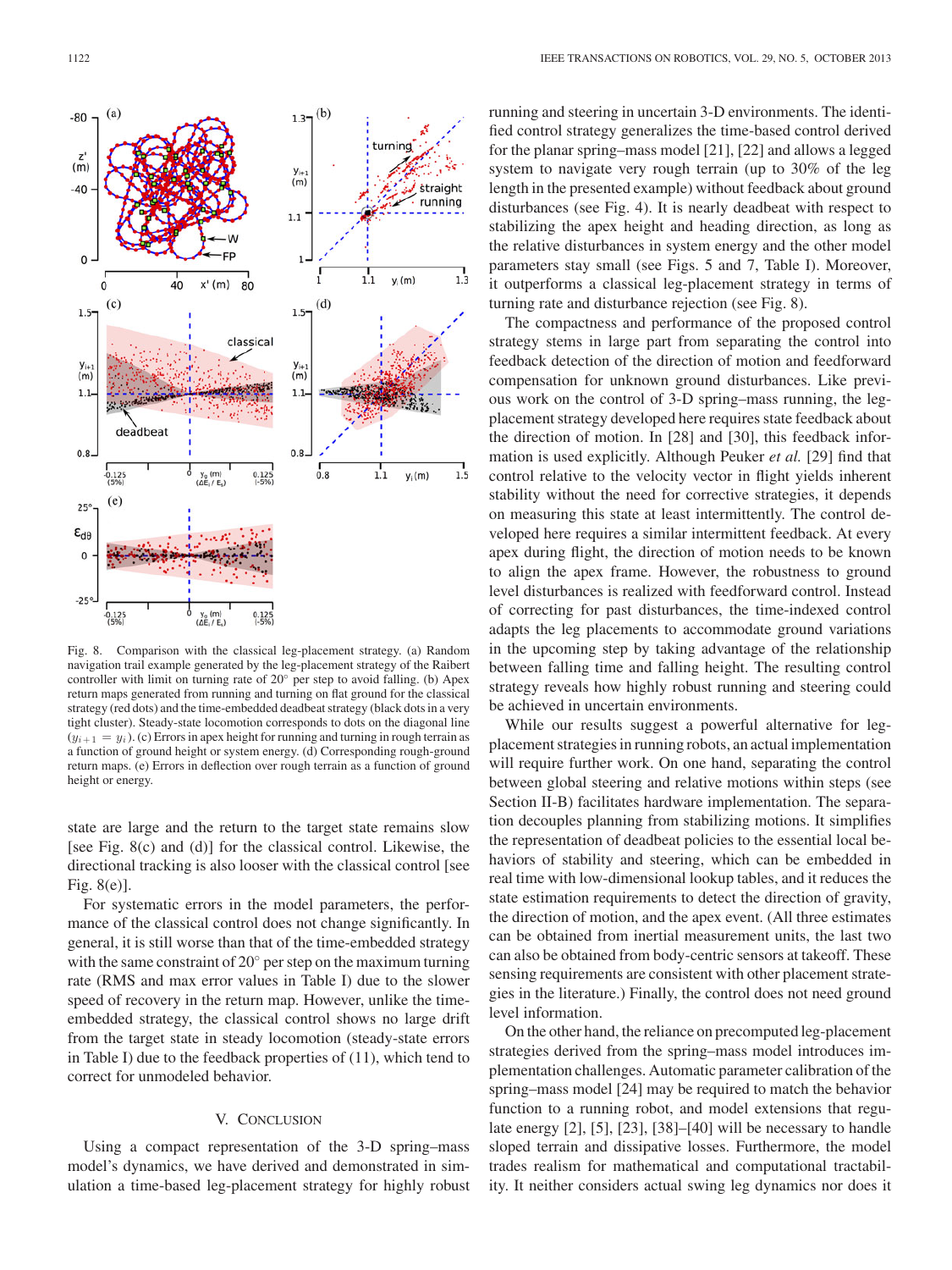(a)

-80

z' (m)

-40

0

W

FP

0 40 x' (m) 80

(b)

1.3

$y_{i+1}$ (m)

turning

straight running

1.1

1

1 1.1 $y_i$ (m) 1.3

(c)

1.5

$y_{i+1}$ (m)

classical

1.1

deadbeat

0.8

-0.125 (5%) 0 $y_g$ (m) ($\Delta E_i$ / $E_s$) 0.125 (-5%)

(d)

1.5

$y_{i+1}$ (m)

1.1

0.8

0.8 1.1 $y_i$ (m) 1.5

(e)

25°

$\varepsilon_{d\theta}$

0

-25°

-0.125 (5%) 0 $y_g$ (m) ($\Delta E_i$ / $E_s$) 0.125 (-5%)

Fig. 8. Comparison with the classical leg-placement strategy. (a) Random navigation trail example generated by the leg-placement strategy of the Raibert controller with limit on turning rate of 20° per step to avoid falling. (b) Apex return maps generated from running and turning on flat ground for the classical strategy (red dots) and the time-embedded deadbeat strategy (black dots in a very tight cluster). Steady-state locomotion corresponds to dots on the diagonal line ($y_{i+1} = y_i$). (c) Errors in apex height for running and turning in rough terrain as a function of ground height or system energy. (d) Corresponding rough-ground return maps. (e) Errors in deflection over rough terrain as a function of ground height or energy.

state are large and the return to the target state remains slow [see Fig. 8(c) and (d)] for the classical control. Likewise, the directional tracking is also looser with the classical control [see Fig. 8(e)].

For systematic errors in the model parameters, the performance of the classical control does not change significantly. In general, it is still worse than that of the time-embedded strategy with the same constraint of 20° per step on the maximum turning rate (RMS and max error values in Table I) due to the slower speed of recovery in the return map. However, unlike the time-embedded strategy, the classical control shows no large drift from the target state in steady locomotion (steady-state errors in Table I) due to the feedback properties of (11), which tend to correct for unmodeled behavior.

## V. Conclusion

Using a compact representation of the 3-D spring–mass model's dynamics, we have derived and demonstrated in simulation a time-based leg-placement strategy for highly robust running and steering in uncertain 3-D environments. The identified control strategy generalizes the time-based control derived for the planar spring–mass model [21], [22] and allows a legged system to navigate very rough terrain (up to 30% of the leg length in the presented example) without feedback about ground disturbances (see Fig. 4). It is nearly deadbeat with respect to stabilizing the apex height and heading direction, as long as the relative disturbances in system energy and the other model parameters stay small (see Figs. 5 and 7, Table I). Moreover, it outperforms a classical leg-placement strategy in terms of turning rate and disturbance rejection (see Fig. 8).

The compactness and performance of the proposed control strategy stems in large part from separating the control into feedback detection of the direction of motion and feedforward compensation for unknown ground disturbances. Like previous work on the control of 3-D spring–mass running, the leg-placement strategy developed here requires state feedback about the direction of motion. In [28] and [30], this feedback information is used explicitly. Although Peuker *et al.* [29] find that control relative to the velocity vector in flight yields inherent stability without the need for corrective strategies, it depends on measuring this state at least intermittently. The control developed here requires a similar intermittent feedback. At every apex during flight, the direction of motion needs to be known to align the apex frame. However, the robustness to ground level disturbances is realized with feedforward control. Instead of correcting for past disturbances, the time-indexed control adapts the leg placements to accommodate ground variations in the upcoming step by taking advantage of the relationship between falling time and falling height. The resulting control strategy reveals how highly robust running and steering could be achieved in uncertain environments.

While our results suggest a powerful alternative for leg-placement strategies in running robots, an actual implementation will require further work. On one hand, separating the control between global steering and relative motions within steps (see Section II-B) facilitates hardware implementation. The separation decouples planning from stabilizing motions. It simplifies the representation of deadbeat policies to the essential local behaviors of stability and steering, which can be embedded in real time with low-dimensional lookup tables, and it reduces the state estimation requirements to detect the direction of gravity, the direction of motion, and the apex event. (All three estimates can be obtained from inertial measurement units, the last two can also be obtained from body-centric sensors at takeoff. These sensing requirements are consistent with other placement strategies in the literature.) Finally, the control does not need ground level information.

On the other hand, the reliance on precomputed leg-placement strategies derived from the spring–mass model introduces implementation challenges. Automatic parameter calibration of the spring–mass model [24] may be required to match the behavior function to a running robot, and model extensions that regulate energy [2], [5], [23], [38]–[40] will be necessary to handle sloped terrain and dissipative losses. Furthermore, the model trades realism for mathematical and computational tractability. It neither considers actual swing leg dynamics nor does it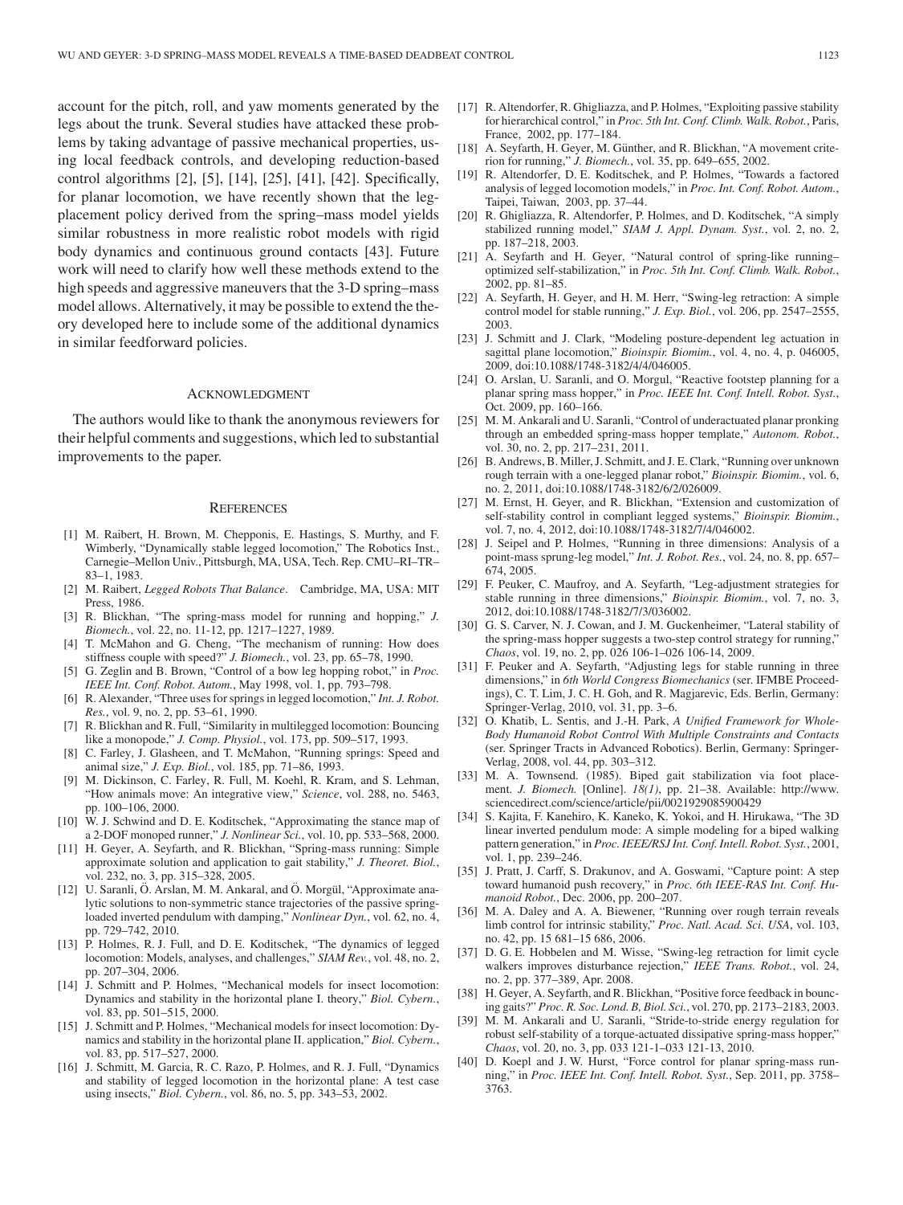account for the pitch, roll, and yaw moments generated by the legs about the trunk. Several studies have attacked these problems by taking advantage of passive mechanical properties, using local feedback controls, and developing reduction-based control algorithms [2], [5], [14], [25], [41], [42]. Specifically, for planar locomotion, we have recently shown that the leg-placement policy derived from the spring–mass model yields similar robustness in more realistic robot models with rigid body dynamics and continuous ground contacts [43]. Future work will need to clarify how well these methods extend to the high speeds and aggressive maneuvers that the 3-D spring–mass model allows. Alternatively, it may be possible to extend the theory developed here to include some of the additional dynamics in similar feedforward policies.

## Acknowledgment

The authors would like to thank the anonymous reviewers for their helpful comments and suggestions, which led to substantial improvements to the paper.

## References

[1] M. Raibert, H. Brown, M. Chepponis, E. Hastings, S. Murthy, and F. Wimberly, "Dynamically stable legged locomotion," The Robotics Inst., Carnegie–Mellon Univ., Pittsburgh, MA, USA, Tech. Rep. CMU–RI–TR–83–1, 1983.

[2] M. Raibert, *Legged Robots That Balance*. Cambridge, MA, USA: MIT Press, 1986.

[3] R. Blickhan, "The spring-mass model for running and hopping," *J. Biomech.*, vol. 22, no. 11-12, pp. 1217–1227, 1989.

[4] T. McMahon and G. Cheng, "The mechanism of running: How does stiffness couple with speed?" *J. Biomech.*, vol. 23, pp. 65–78, 1990.

[5] G. Zeglin and B. Brown, "Control of a bow leg hopping robot," in *Proc. IEEE Int. Conf. Robot. Autom.*, May 1998, vol. 1, pp. 793–798.

[6] R. Alexander, "Three uses for springs in legged locomotion," *Int. J. Robot. Res.*, vol. 9, no. 2, pp. 53–61, 1990.

[7] R. Blickhan and R. Full, "Similarity in multilegged locomotion: Bouncing like a monopode," *J. Comp. Physiol.*, vol. 173, pp. 509–517, 1993.

[8] C. Farley, J. Glasheen, and T. McMahon, "Running springs: Speed and animal size," *J. Exp. Biol.*, vol. 185, pp. 71–86, 1993.

[9] M. Dickinson, C. Farley, R. Full, M. Koehl, R. Kram, and S. Lehman, "How animals move: An integrative view," *Science*, vol. 288, no. 5463, pp. 100–106, 2000.

[10] W. J. Schwind and D. E. Koditschek, "Approximating the stance map of a 2-DOF monoped runner," *J. Nonlinear Sci.*, vol. 10, pp. 533–568, 2000.

[11] H. Geyer, A. Seyfarth, and R. Blickhan, "Spring-mass running: Simple approximate solution and application to gait stability," *J. Theoret. Biol.*, vol. 232, no. 3, pp. 315–328, 2005.

[12] U. Saranli, Ö. Arslan, M. M. Ankaral, and Ö. Morgül, "Approximate analytic solutions to non-symmetric stance trajectories of the passive spring-loaded inverted pendulum with damping," *Nonlinear Dyn.*, vol. 62, no. 4, pp. 729–742, 2010.

[13] P. Holmes, R. J. Full, and D. E. Koditschek, "The dynamics of legged locomotion: Models, analyses, and challenges," *SIAM Rev.*, vol. 48, no. 2, pp. 207–304, 2006.

[14] J. Schmitt and P. Holmes, "Mechanical models for insect locomotion: Dynamics and stability in the horizontal plane I. theory," *Biol. Cybern.*, vol. 83, pp. 501–515, 2000.

[15] J. Schmitt and P. Holmes, "Mechanical models for insect locomotion: Dynamics and stability in the horizontal plane II. application," *Biol. Cybern.*, vol. 83, pp. 517–527, 2000.

[16] J. Schmitt, M. Garcia, R. C. Razo, P. Holmes, and R. J. Full, "Dynamics and stability of legged locomotion in the horizontal plane: A test case using insects," *Biol. Cybern.*, vol. 86, no. 5, pp. 343–53, 2002.

[17] R. Altendorfer, R. Ghigliazza, and P. Holmes, "Exploiting passive stability for hierarchical control," in *Proc. 5th Int. Conf. Climb. Walk. Robot.*, Paris, France, 2002, pp. 177–184.

[18] A. Seyfarth, H. Geyer, M. Günther, and R. Blickhan, "A movement criterion for running," *J. Biomech.*, vol. 35, pp. 649–655, 2002.

[19] R. Altendorfer, D. E. Koditschek, and P. Holmes, "Towards a factored analysis of legged locomotion models," in *Proc. Int. Conf. Robot. Autom.*, Taipei, Taiwan, 2003, pp. 37–44.

[20] R. Ghigliazza, R. Altendorfer, P. Holmes, and D. Koditschek, "A simply stabilized running model," *SIAM J. Appl. Dynam. Syst.*, vol. 2, no. 2, pp. 187–218, 2003.

[21] A. Seyfarth and H. Geyer, "Natural control of spring-like running–optimized self-stabilization," in *Proc. 5th Int. Conf. Climb. Walk. Robot.*, 2002, pp. 81–85.

[22] A. Seyfarth, H. Geyer, and H. M. Herr, "Swing-leg retraction: A simple control model for stable running," *J. Exp. Biol.*, vol. 206, pp. 2547–2555, 2003.

[23] J. Schmitt and J. Clark, "Modeling posture-dependent leg actuation in sagittal plane locomotion," *Bioinspir. Biomim.*, vol. 4, no. 4, p. 046005, 2009, doi:10.1088/1748-3182/4/4/046005.

[24] O. Arslan, U. Saranli, and O. Morgul, "Reactive footstep planning for a planar spring mass hopper," in *Proc. IEEE Int. Conf. Intell. Robot. Syst.*, Oct. 2009, pp. 160–166.

[25] M. M. Ankarali and U. Saranli, "Control of underactuated planar pronking through an embedded spring-mass hopper template," *Autonom. Robot.*, vol. 30, no. 2, pp. 217–231, 2011.

[26] B. Andrews, B. Miller, J. Schmitt, and J. E. Clark, "Running over unknown rough terrain with a one-legged planar robot," *Bioinspir. Biomim.*, vol. 6, no. 2, 2011, doi:10.1088/1748-3182/6/2/026009.

[27] M. Ernst, H. Geyer, and R. Blickhan, "Extension and customization of self-stability control in compliant legged systems," *Bioinspir. Biomim.*, vol. 7, no. 4, 2012, doi:10.1088/1748-3182/7/4/046002.

[28] J. Seipel and P. Holmes, "Running in three dimensions: Analysis of a point-mass sprung-leg model," *Int. J. Robot. Res.*, vol. 24, no. 8, pp. 657–674, 2005.

[29] F. Peuker, C. Maufroy, and A. Seyfarth, "Leg-adjustment strategies for stable running in three dimensions," *Bioinspir. Biomim.*, vol. 7, no. 3, 2012, doi:10.1088/1748-3182/7/3/036002.

[30] G. S. Carver, N. J. Cowan, and J. M. Guckenheimer, "Lateral stability of the spring-mass hopper suggests a two-step control strategy for running," *Chaos*, vol. 19, no. 2, pp. 026 106-1–026 106-14, 2009.

[31] F. Peuker and A. Seyfarth, "Adjusting legs for stable running in three dimensions," in *6th World Congress Biomechanics* (ser. IFMBE Proceedings), C. T. Lim, J. C. H. Goh, and R. Magjarevic, Eds. Berlin, Germany: Springer-Verlag, 2010, vol. 31, pp. 3–6.

[32] O. Khatib, L. Sentis, and J.-H. Park, *A Unified Framework for Whole-Body Humanoid Robot Control With Multiple Constraints and Contacts* (ser. Springer Tracts in Advanced Robotics). Berlin, Germany: Springer-Verlag, 2008, vol. 44, pp. 303–312.

[33] M. A. Townsend. (1985). Biped gait stabilization via foot placement. *J. Biomech.* [Online]. *18(1)*, pp. 21–38. Available: http://www.sciencedirect.com/science/article/pii/0021929085900429

[34] S. Kajita, F. Kanehiro, K. Kaneko, K. Yokoi, and H. Hirukawa, "The 3D linear inverted pendulum mode: A simple modeling for a biped walking pattern generation," in *Proc. IEEE/RSJ Int. Conf. Intell. Robot. Syst.*, 2001, vol. 1, pp. 239–246.

[35] J. Pratt, J. Carff, S. Drakunov, and A. Goswami, "Capture point: A step toward humanoid push recovery," in *Proc. 6th IEEE-RAS Int. Conf. Humanoid Robot.*, Dec. 2006, pp. 200–207.

[36] M. A. Daley and A. A. Biewener, "Running over rough terrain reveals limb control for intrinsic stability," *Proc. Natl. Acad. Sci. USA*, vol. 103, no. 42, pp. 15 681–15 686, 2006.

[37] D. G. E. Hobbelen and M. Wisse, "Swing-leg retraction for limit cycle walkers improves disturbance rejection," *IEEE Trans. Robot.*, vol. 24, no. 2, pp. 377–389, Apr. 2008.

[38] H. Geyer, A. Seyfarth, and R. Blickhan, "Positive force feedback in bouncing gaits?" *Proc. R. Soc. Lond. B, Biol. Sci.*, vol. 270, pp. 2173–2183, 2003.

[39] M. M. Ankarali and U. Saranli, "Stride-to-stride energy regulation for robust self-stability of a torque-actuated dissipative spring-mass hopper," *Chaos*, vol. 20, no. 3, pp. 033 121-1–033 121-13, 2010.

[40] D. Koepl and J. W. Hurst, "Force control for planar spring-mass running," in *Proc. IEEE Int. Conf. Intell. Robot. Syst.*, Sep. 2011, pp. 3758–3763.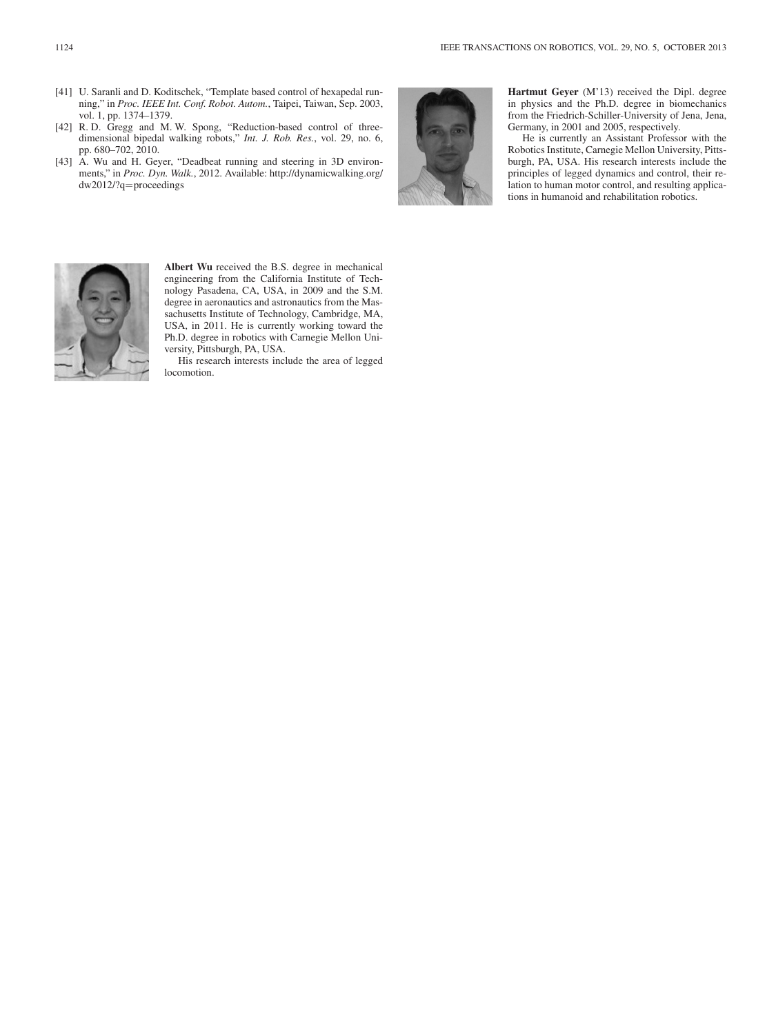[41] U. Saranli and D. Koditschek, "Template based control of hexapedal running," in *Proc. IEEE Int. Conf. Robot. Autom.*, Taipei, Taiwan, Sep. 2003, vol. 1, pp. 1374–1379.

[42] R. D. Gregg and M. W. Spong, "Reduction-based control of three-dimensional bipedal walking robots," *Int. J. Rob. Res.*, vol. 29, no. 6, pp. 680–702, 2010.

[43] A. Wu and H. Geyer, "Deadbeat running and steering in 3D environments," in *Proc. Dyn. Walk.*, 2012. Available: http://dynamicwalking.org/dw2012/?q=proceedings

**Albert Wu** received the B.S. degree in mechanical engineering from the California Institute of Technology Pasadena, CA, USA, in 2009 and the S.M. degree in aeronautics and astronautics from the Massachusetts Institute of Technology, Cambridge, MA, USA, in 2011. He is currently working toward the Ph.D. degree in robotics with Carnegie Mellon University, Pittsburgh, PA, USA.

His research interests include the area of legged locomotion.

**Hartmut Geyer** (M'13) received the Dipl. degree in physics and the Ph.D. degree in biomechanics from the Friedrich-Schiller-University of Jena, Jena, Germany, in 2001 and 2005, respectively.

He is currently an Assistant Professor with the Robotics Institute, Carnegie Mellon University, Pittsburgh, PA, USA. His research interests include the principles of legged dynamics and control, their relation to human motor control, and resulting applications in humanoid and rehabilitation robotics.